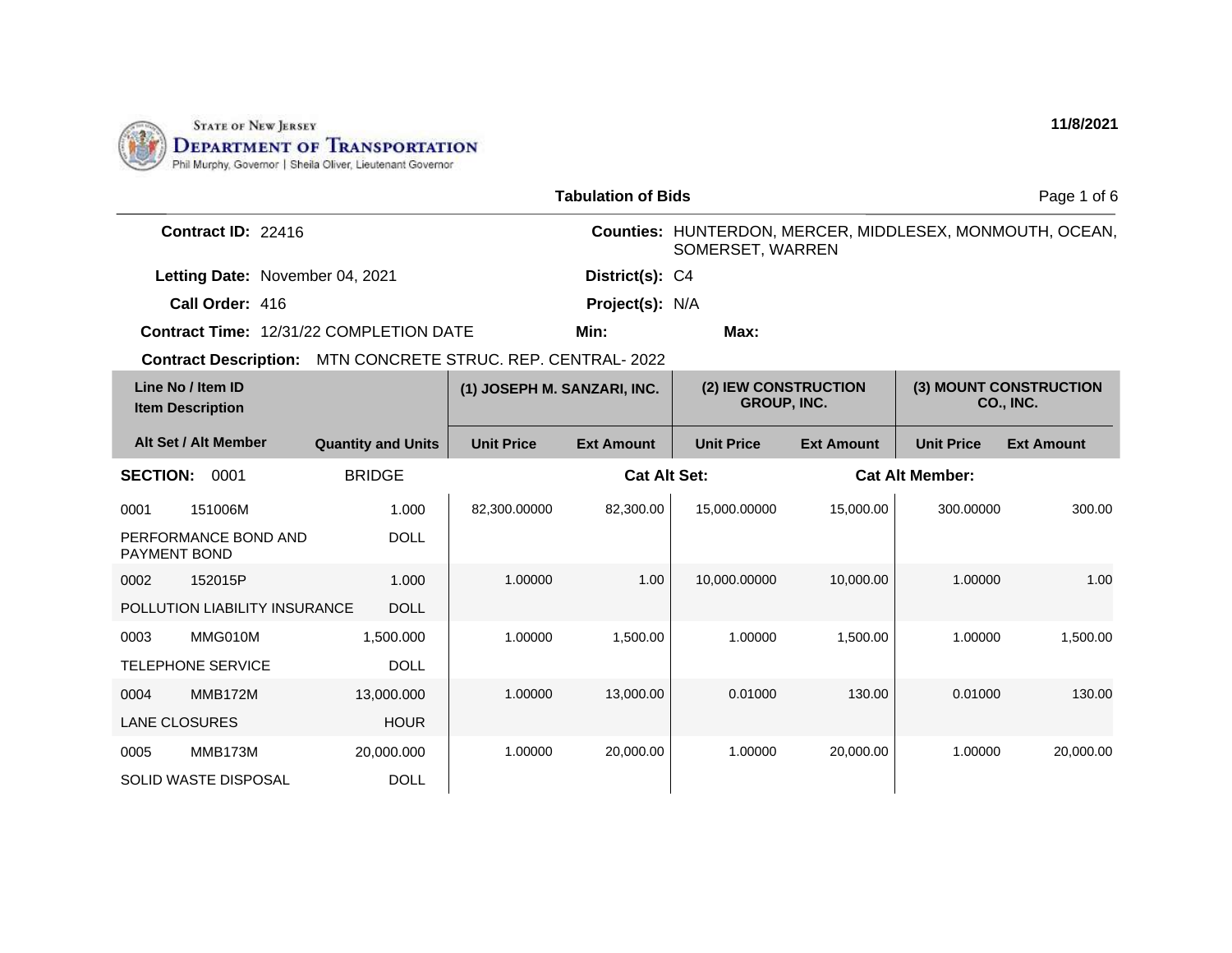State of New Jersey
**Department of Transportation**
Phil Murphy, Governor | Sheila Oliver, Lieutenant Governor

11/8/2021

## Tabulation of Bids

**Contract ID:** 22416

**Counties:** HUNTERDON, MERCER, MIDDLESEX, MONMOUTH, OCEAN, SOMERSET, WARREN

**Letting Date:** November 04, 2021

**District(s):** C4

**Call Order:** 416

**Project(s):** N/A

**Contract Time:** 12/31/22 COMPLETION DATE

**Min:**

**Max:**

**Contract Description:** MTN CONCRETE STRUC. REP. CENTRAL- 2022

| Line No / Item ID / Item Description / Alt Set / Alt Member | Quantity and Units | (1) JOSEPH M. SANZARI, INC. Unit Price | (1) JOSEPH M. SANZARI, INC. Ext Amount | (2) IEW CONSTRUCTION GROUP, INC. Unit Price | (2) IEW CONSTRUCTION GROUP, INC. Ext Amount | (3) MOUNT CONSTRUCTION CO., INC. Unit Price | (3) MOUNT CONSTRUCTION CO., INC. Ext Amount |
|---|---|---|---|---|---|---|---|
| **SECTION: 0001** BRIDGE — **Cat Alt Set:** — **Cat Alt Member:** | | | | | | | |
| 0001 151006M PERFORMANCE BOND AND PAYMENT BOND | 1.000 DOLL | 82,300.00000 | 82,300.00 | 15,000.00000 | 15,000.00 | 300.00000 | 300.00 |
| 0002 152015P POLLUTION LIABILITY INSURANCE | 1.000 DOLL | 1.00000 | 1.00 | 10,000.00000 | 10,000.00 | 1.00000 | 1.00 |
| 0003 MMG010M TELEPHONE SERVICE | 1,500.000 DOLL | 1.00000 | 1,500.00 | 1.00000 | 1,500.00 | 1.00000 | 1,500.00 |
| 0004 MMB172M LANE CLOSURES | 13,000.000 HOUR | 1.00000 | 13,000.00 | 0.01000 | 130.00 | 0.01000 | 130.00 |
| 0005 MMB173M SOLID WASTE DISPOSAL | 20,000.000 DOLL | 1.00000 | 20,000.00 | 1.00000 | 20,000.00 | 1.00000 | 20,000.00 |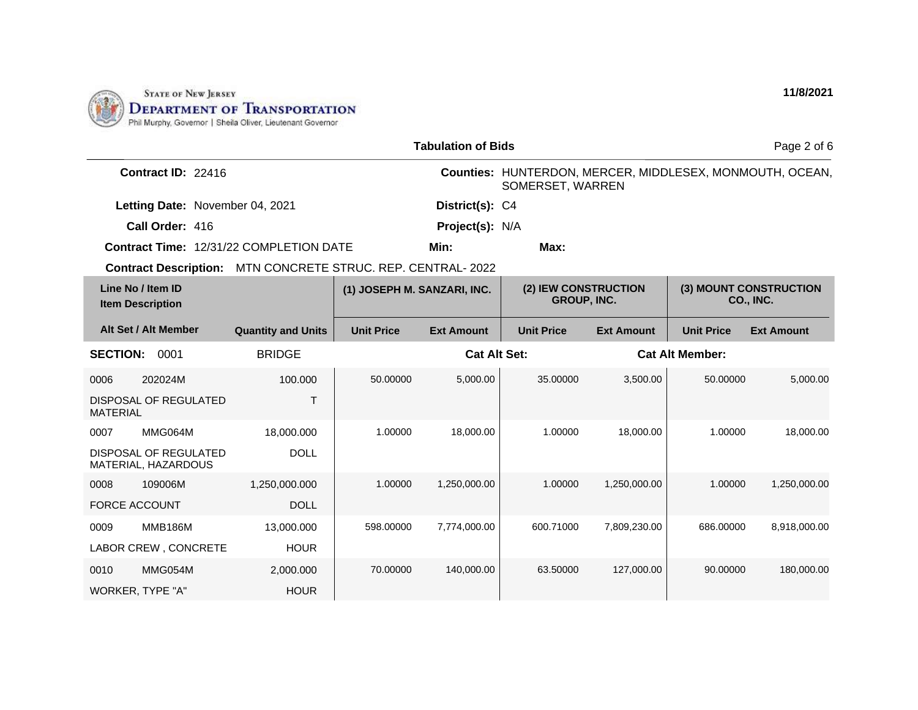**STATE OF NEW JERSEY**
**DEPARTMENT OF TRANSPORTATION**
Phil Murphy, Governor | Sheila Oliver, Lieutenant Governor

11/8/2021

## Tabulation of Bids

**Contract ID:** 22416

**Counties:** HUNTERDON, MERCER, MIDDLESEX, MONMOUTH, OCEAN, SOMERSET, WARREN

**Letting Date:** November 04, 2021

**District(s):** C4

**Call Order:** 416

**Project(s):** N/A

**Contract Time:** 12/31/22 COMPLETION DATE

**Min:**

**Max:**

**Contract Description:** MTN CONCRETE STRUC. REP. CENTRAL- 2022

| Line No / Item ID<br>Item Description<br>Alt Set / Alt Member | Quantity and Units | (1) JOSEPH M. SANZARI, INC. Unit Price | (1) JOSEPH M. SANZARI, INC. Ext Amount | (2) IEW CONSTRUCTION GROUP, INC. Unit Price | (2) IEW CONSTRUCTION GROUP, INC. Ext Amount | (3) MOUNT CONSTRUCTION CO., INC. Unit Price | (3) MOUNT CONSTRUCTION CO., INC. Ext Amount |
|---|---|---|---|---|---|---|---|
| **SECTION: 0001** | BRIDGE | | Cat Alt Set: | | Cat Alt Member: | | |
| 0006 202024M<br>DISPOSAL OF REGULATED MATERIAL | 100.000<br>T | 50.00000 | 5,000.00 | 35.00000 | 3,500.00 | 50.00000 | 5,000.00 |
| 0007 MMG064M<br>DISPOSAL OF REGULATED MATERIAL, HAZARDOUS | 18,000.000<br>DOLL | 1.00000 | 18,000.00 | 1.00000 | 18,000.00 | 1.00000 | 18,000.00 |
| 0008 109006M<br>FORCE ACCOUNT | 1,250,000.000<br>DOLL | 1.00000 | 1,250,000.00 | 1.00000 | 1,250,000.00 | 1.00000 | 1,250,000.00 |
| 0009 MMB186M<br>LABOR CREW , CONCRETE | 13,000.000<br>HOUR | 598.00000 | 7,774,000.00 | 600.71000 | 7,809,230.00 | 686.00000 | 8,918,000.00 |
| 0010 MMG054M<br>WORKER, TYPE "A" | 2,000.000<br>HOUR | 70.00000 | 140,000.00 | 63.50000 | 127,000.00 | 90.00000 | 180,000.00 |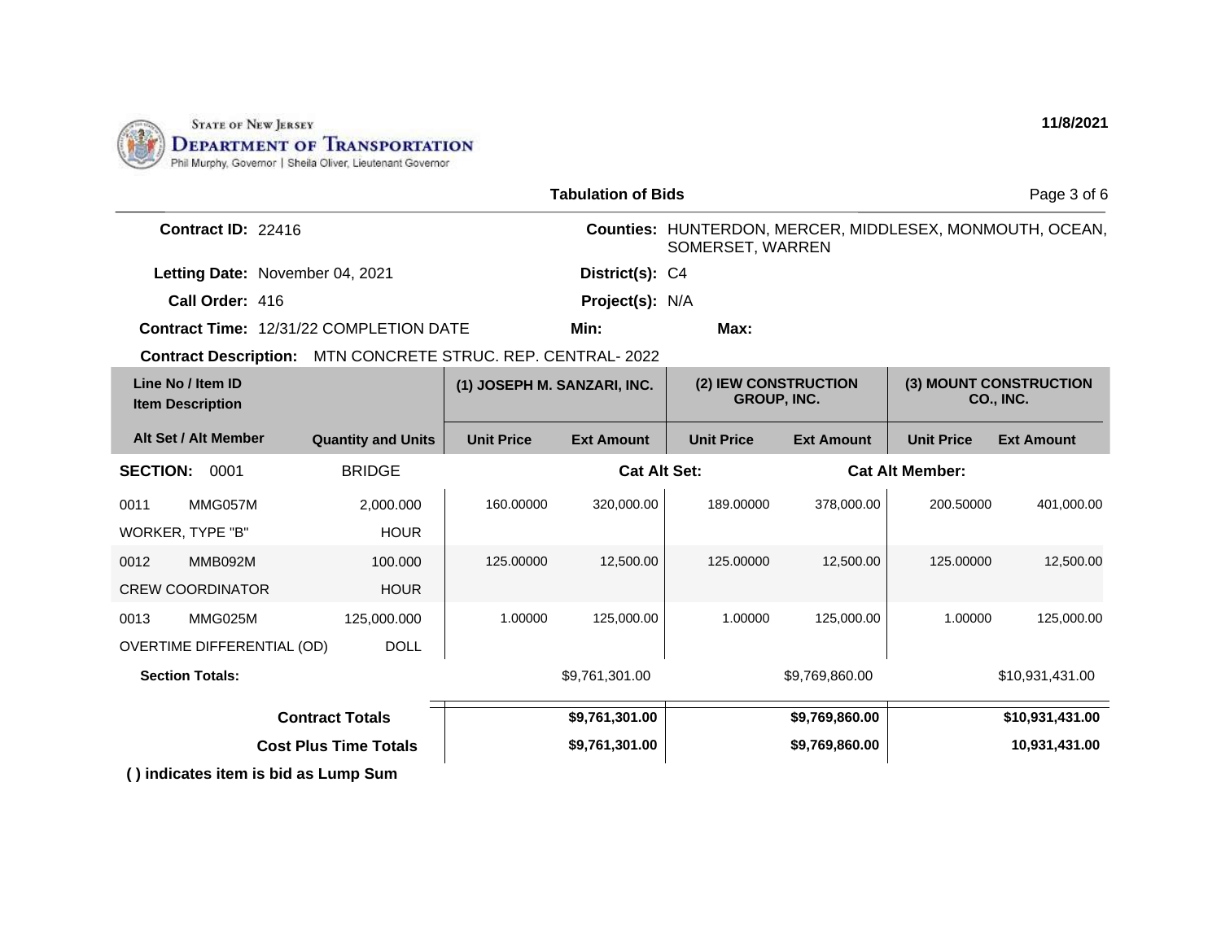STATE OF NEW JERSEY
DEPARTMENT OF TRANSPORTATION
Phil Murphy, Governor | Sheila Oliver, Lieutenant Governor

11/8/2021

## Tabulation of Bids

**Contract ID:** 22416

**Counties:** HUNTERDON, MERCER, MIDDLESEX, MONMOUTH, OCEAN, SOMERSET, WARREN

**Letting Date:** November 04, 2021

**District(s):** C4

**Call Order:** 416

**Project(s):** N/A

**Contract Time:** 12/31/22 COMPLETION DATE

**Min:**

**Max:**

**Contract Description:** MTN CONCRETE STRUC. REP. CENTRAL- 2022

| Line No / Item ID / Item Description | | Alt Set / Alt Member / Quantity and Units | (1) JOSEPH M. SANZARI, INC. Unit Price | (1) JOSEPH M. SANZARI, INC. Ext Amount | (2) IEW CONSTRUCTION GROUP, INC. Unit Price | (2) IEW CONSTRUCTION GROUP, INC. Ext Amount | (3) MOUNT CONSTRUCTION CO., INC. Unit Price | (3) MOUNT CONSTRUCTION CO., INC. Ext Amount |
|---|---|---|---|---|---|---|---|---|
| **SECTION:** 0001 | | BRIDGE | | **Cat Alt Set:** | | **Cat Alt Member:** | | |
| 0011 | MMG057M | 2,000.000 | 160.00000 | 320,000.00 | 189.00000 | 378,000.00 | 200.50000 | 401,000.00 |
| WORKER, TYPE "B" | | HOUR | | | | | | |
| 0012 | MMB092M | 100.000 | 125.00000 | 12,500.00 | 125.00000 | 12,500.00 | 125.00000 | 12,500.00 |
| CREW COORDINATOR | | HOUR | | | | | | |
| 0013 | MMG025M | 125,000.000 | 1.00000 | 125,000.00 | 1.00000 | 125,000.00 | 1.00000 | 125,000.00 |
| OVERTIME DIFFERENTIAL (OD) | | DOLL | | | | | | |
| **Section Totals:** | | | | $9,761,301.00 | | $9,769,860.00 | | $10,931,431.00 |
| **Contract Totals** | | | | **$9,761,301.00** | | **$9,769,860.00** | | **$10,931,431.00** |
| **Cost Plus Time Totals** | | | | **$9,761,301.00** | | **$9,769,860.00** | | **10,931,431.00** |

**( ) indicates item is bid as Lump Sum**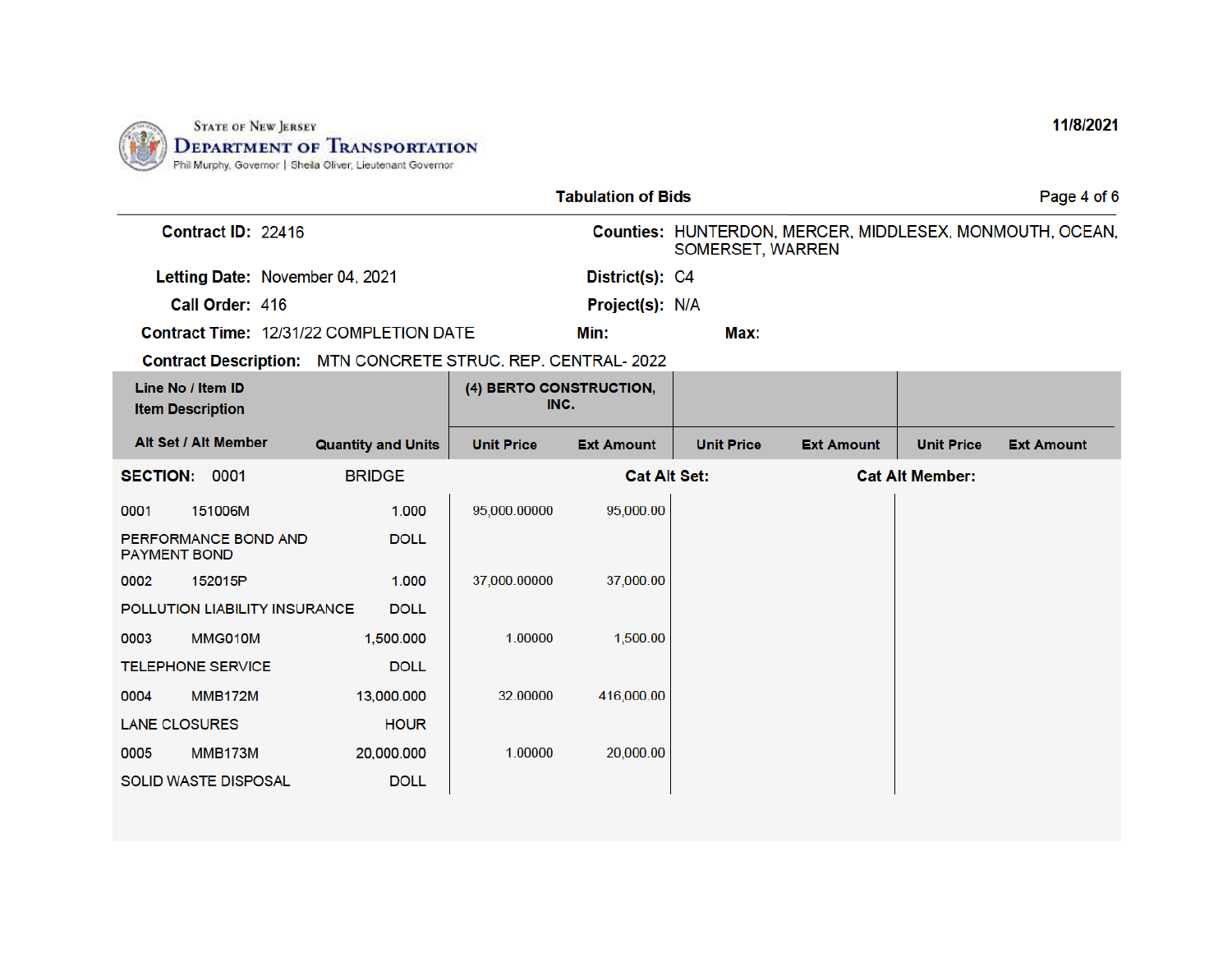State of New Jersey
**Department of Transportation**
Phil Murphy, Governor | Sheila Oliver, Lieutenant Governor

11/8/2021

**Tabulation of Bids**

**Contract ID:** 22416
**Counties:** HUNTERDON, MERCER, MIDDLESEX, MONMOUTH, OCEAN, SOMERSET, WARREN

**Letting Date:** November 04, 2021
**District(s):** C4

**Call Order:** 416
**Project(s):** N/A

**Contract Time:** 12/31/22 COMPLETION DATE
**Min:**
**Max:**

**Contract Description:** MTN CONCRETE STRUC. REP. CENTRAL- 2022

| Line No / Item ID | Item Description | Alt Set / Alt Member | Quantity and Units | (4) BERTO CONSTRUCTION, INC. Unit Price | (4) BERTO CONSTRUCTION, INC. Ext Amount | Unit Price | Ext Amount | Unit Price | Ext Amount |
|---|---|---|---|---|---|---|---|---|---|
| **SECTION: 0001** | BRIDGE | | | | Cat Alt Set: | | Cat Alt Member: | | |
| 0001 151006M | PERFORMANCE BOND AND PAYMENT BOND | | 1.000 DOLL | 95,000.00000 | 95,000.00 | | | | |
| 0002 152015P | POLLUTION LIABILITY INSURANCE | | 1.000 DOLL | 37,000.00000 | 37,000.00 | | | | |
| 0003 MMG010M | TELEPHONE SERVICE | | 1,500.000 DOLL | 1.00000 | 1,500.00 | | | | |
| 0004 MMB172M | LANE CLOSURES | | 13,000.000 HOUR | 32.00000 | 416,000.00 | | | | |
| 0005 MMB173M | SOLID WASTE DISPOSAL | | 20,000.000 DOLL | 1.00000 | 20,000.00 | | | | |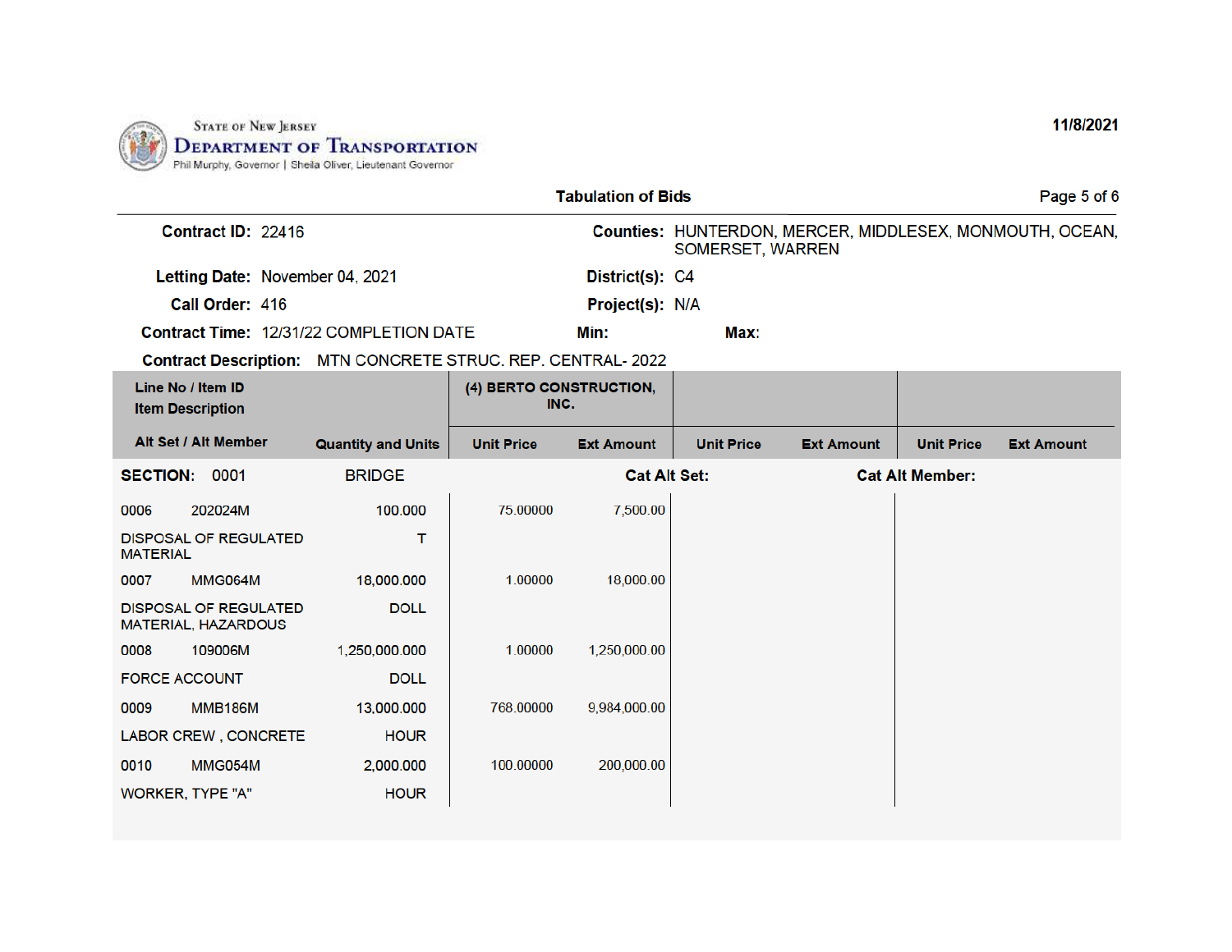STATE OF NEW JERSEY
**DEPARTMENT OF TRANSPORTATION**
Phil Murphy, Governor | Sheila Oliver, Lieutenant Governor

**11/8/2021**

## Tabulation of Bids

**Contract ID:** 22416

**Counties:** HUNTERDON, MERCER, MIDDLESEX, MONMOUTH, OCEAN, SOMERSET, WARREN

**Letting Date:** November 04, 2021

**District(s):** C4

**Call Order:** 416

**Project(s):** N/A

**Contract Time:** 12/31/22 COMPLETION DATE

**Min:**

**Max:**

**Contract Description:** MTN CONCRETE STRUC. REP. CENTRAL- 2022

| Line No / Item ID<br>Item Description<br>Alt Set / Alt Member | Quantity and Units | (4) BERTO CONSTRUCTION, INC. Unit Price | Ext Amount | Unit Price | Ext Amount | Unit Price | Ext Amount |
|---|---|---|---|---|---|---|---|
| **SECTION: 0001** | BRIDGE | | **Cat Alt Set:** | | | **Cat Alt Member:** | |
| 0006 202024M<br>DISPOSAL OF REGULATED MATERIAL | 100.000<br>T | 75.00000 | 7,500.00 | | | | |
| 0007 MMG064M<br>DISPOSAL OF REGULATED MATERIAL, HAZARDOUS | 18,000.000<br>DOLL | 1.00000 | 18,000.00 | | | | |
| 0008 109006M<br>FORCE ACCOUNT | 1,250,000.000<br>DOLL | 1.00000 | 1,250,000.00 | | | | |
| 0009 MMB186M<br>LABOR CREW , CONCRETE | 13,000.000<br>HOUR | 768.00000 | 9,984,000.00 | | | | |
| 0010 MMG054M<br>WORKER, TYPE "A" | 2,000.000<br>HOUR | 100.00000 | 200,000.00 | | | | |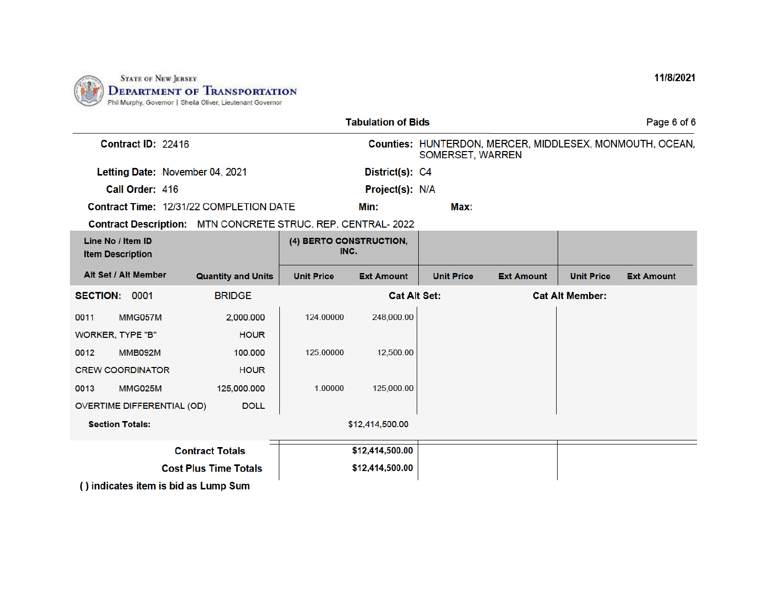State of New Jersey
**Department of Transportation**
Phil Murphy, Governor | Sheila Oliver, Lieutenant Governor

11/8/2021

## Tabulation of Bids

**Contract ID:** 22416

**Counties:** HUNTERDON, MERCER, MIDDLESEX, MONMOUTH, OCEAN, SOMERSET, WARREN

**Letting Date:** November 04, 2021

**District(s):** C4

**Call Order:** 416

**Project(s):** N/A

**Contract Time:** 12/31/22 COMPLETION DATE

**Min:**

**Max:**

**Contract Description:** MTN CONCRETE STRUC. REP. CENTRAL- 2022

| Line No / Item ID / Item Description / Alt Set / Alt Member | Quantity and Units | (4) BERTO CONSTRUCTION, INC. Unit Price | (4) BERTO CONSTRUCTION, INC. Ext Amount | Unit Price | Ext Amount | Unit Price | Ext Amount |
|---|---|---|---|---|---|---|---|
| **SECTION: 0001** BRIDGE | | **Cat Alt Set:** | | | **Cat Alt Member:** | | |
| 0011 MMG057M | 2,000.000 | 124.00000 | 248,000.00 | | | | |
| WORKER, TYPE "B" | HOUR | | | | | | |
| 0012 MMB092M | 100.000 | 125.00000 | 12,500.00 | | | | |
| CREW COORDINATOR | HOUR | | | | | | |
| 0013 MMG025M | 125,000.000 | 1.00000 | 125,000.00 | | | | |
| OVERTIME DIFFERENTIAL (OD) | DOLL | | | | | | |
| **Section Totals:** | | | $12,414,500.00 | | | | |
| **Contract Totals** | | | **$12,414,500.00** | | | | |
| **Cost Plus Time Totals** | | | **$12,414,500.00** | | | | |

**( ) indicates item is bid as Lump Sum**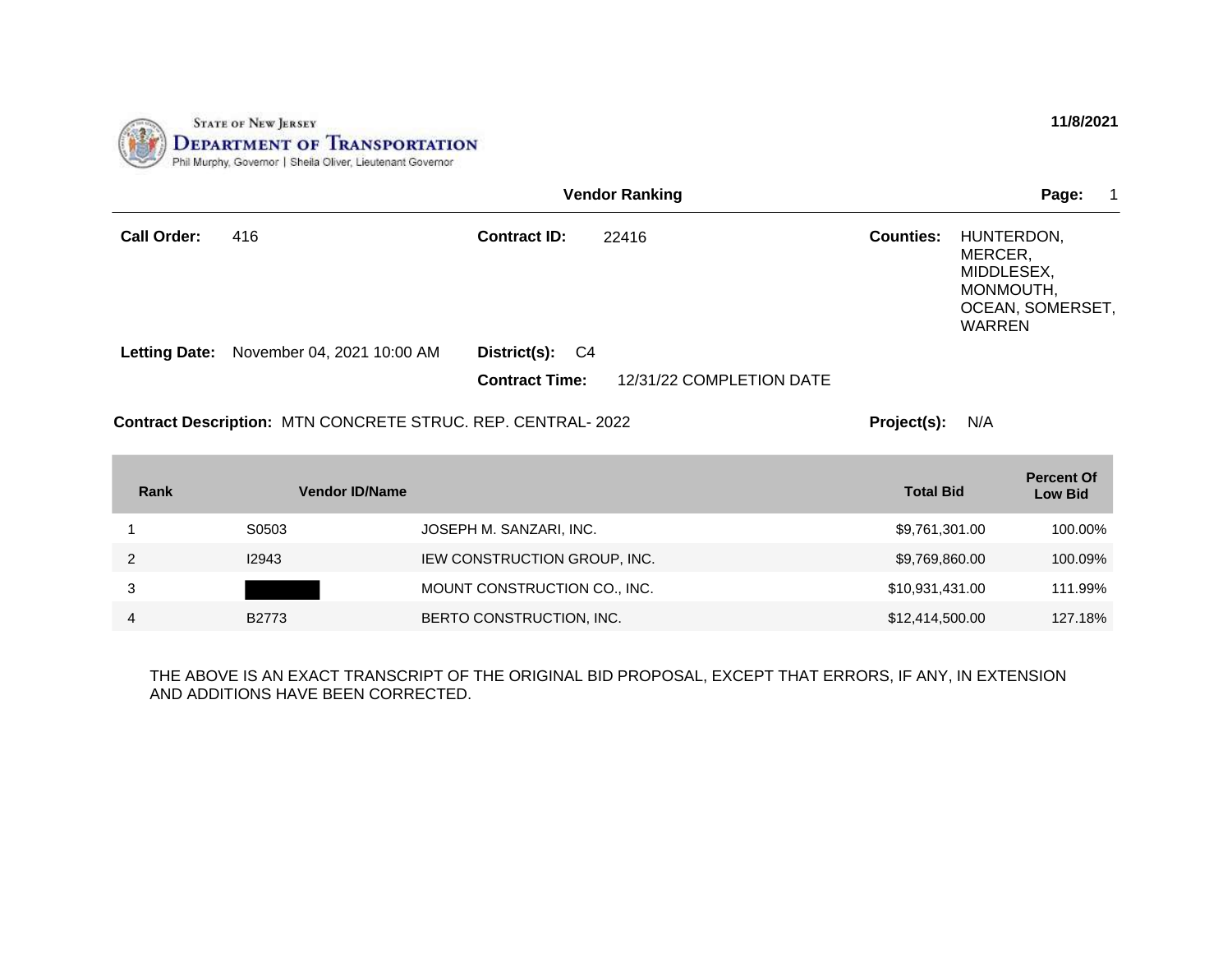STATE OF NEW JERSEY
DEPARTMENT OF TRANSPORTATION
Phil Murphy, Governor | Sheila Oliver, Lieutenant Governor

**11/8/2021**

## Vendor Ranking

**Call Order:** 416

**Contract ID:** 22416

**Counties:** HUNTERDON, MERCER, MIDDLESEX, MONMOUTH, OCEAN, SOMERSET, WARREN

**Letting Date:** November 04, 2021 10:00 AM

**District(s):** C4

**Contract Time:** 12/31/22 COMPLETION DATE

**Contract Description:** MTN CONCRETE STRUC. REP. CENTRAL- 2022

**Project(s):** N/A

| Rank | Vendor ID/Name | | Total Bid | Percent Of Low Bid |
|---|---|---|---|---|
| 1 | S0503 | JOSEPH M. SANZARI, INC. | $9,761,301.00 | 100.00% |
| 2 | I2943 | IEW CONSTRUCTION GROUP, INC. | $9,769,860.00 | 100.09% |
| 3 | | MOUNT CONSTRUCTION CO., INC. | $10,931,431.00 | 111.99% |
| 4 | B2773 | BERTO CONSTRUCTION, INC. | $12,414,500.00 | 127.18% |

THE ABOVE IS AN EXACT TRANSCRIPT OF THE ORIGINAL BID PROPOSAL, EXCEPT THAT ERRORS, IF ANY, IN EXTENSION AND ADDITIONS HAVE BEEN CORRECTED.